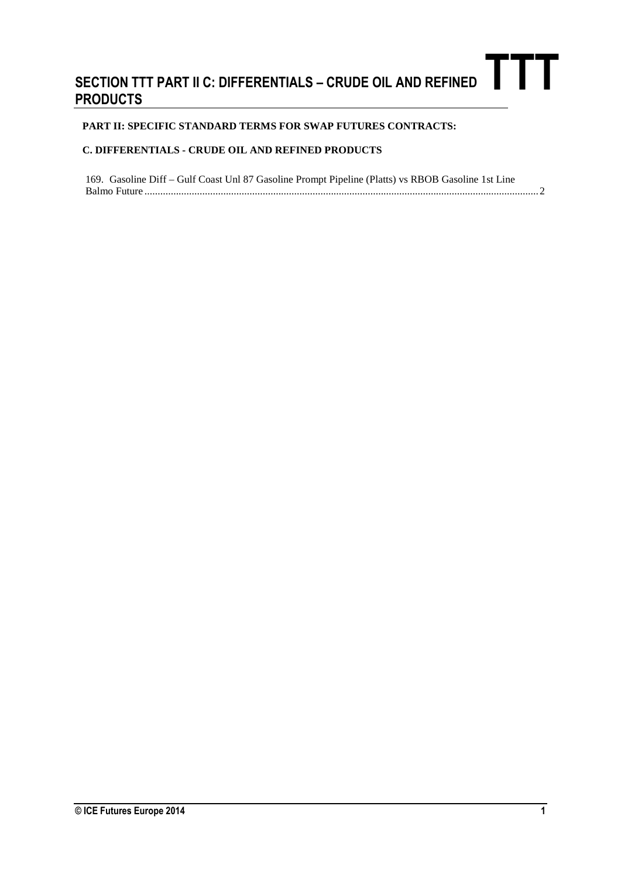# SECTION TTT PART II C: DIFFERENTIALS – CRUDE OIL AND REFINED PRODUCTS

**TTT**

**PART II: SPECIFIC STANDARD TERMS FOR SWAP FUTURES CONTRACTS:**

**C. DIFFERENTIALS - CRUDE OIL AND REFINED PRODUCTS**

169. Gasoline Diff – Gulf Coast Unl 87 Gasoline Prompt Pipeline (Platts) vs RBOB Gasoline 1st Line Balmo Future ........................................................................................................................................ 2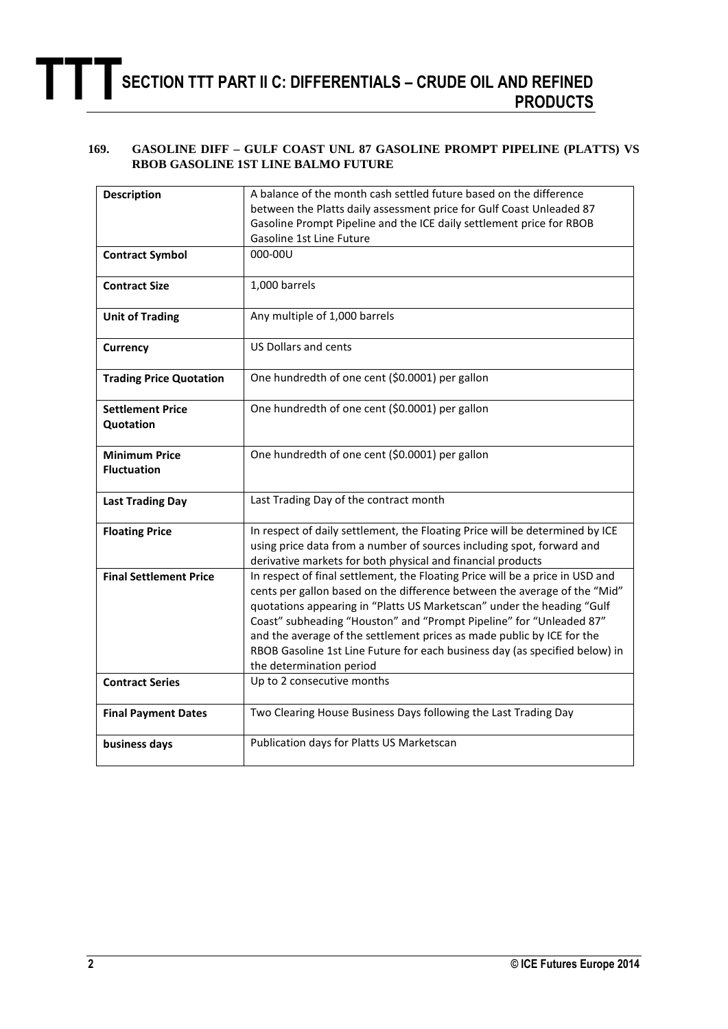# SECTION TTT PART II C: DIFFERENTIALS – CRUDE OIL AND REFINED PRODUCTS

## 169. GASOLINE DIFF – GULF COAST UNL 87 GASOLINE PROMPT PIPELINE (PLATTS) VS RBOB GASOLINE 1ST LINE BALMO FUTURE

| | |
|---|---|
| **Description** | A balance of the month cash settled future based on the difference between the Platts daily assessment price for Gulf Coast Unleaded 87 Gasoline Prompt Pipeline and the ICE daily settlement price for RBOB Gasoline 1st Line Future |
| **Contract Symbol** | 000-00U |
| **Contract Size** | 1,000 barrels |
| **Unit of Trading** | Any multiple of 1,000 barrels |
| **Currency** | US Dollars and cents |
| **Trading Price Quotation** | One hundredth of one cent ($0.0001) per gallon |
| **Settlement Price Quotation** | One hundredth of one cent ($0.0001) per gallon |
| **Minimum Price Fluctuation** | One hundredth of one cent ($0.0001) per gallon |
| **Last Trading Day** | Last Trading Day of the contract month |
| **Floating Price** | In respect of daily settlement, the Floating Price will be determined by ICE using price data from a number of sources including spot, forward and derivative markets for both physical and financial products |
| **Final Settlement Price** | In respect of final settlement, the Floating Price will be a price in USD and cents per gallon based on the difference between the average of the "Mid" quotations appearing in "Platts US Marketscan" under the heading "Gulf Coast" subheading "Houston" and "Prompt Pipeline" for "Unleaded 87" and the average of the settlement prices as made public by ICE for the RBOB Gasoline 1st Line Future for each business day (as specified below) in the determination period |
| **Contract Series** | Up to 2 consecutive months |
| **Final Payment Dates** | Two Clearing House Business Days following the Last Trading Day |
| **business days** | Publication days for Platts US Marketscan |